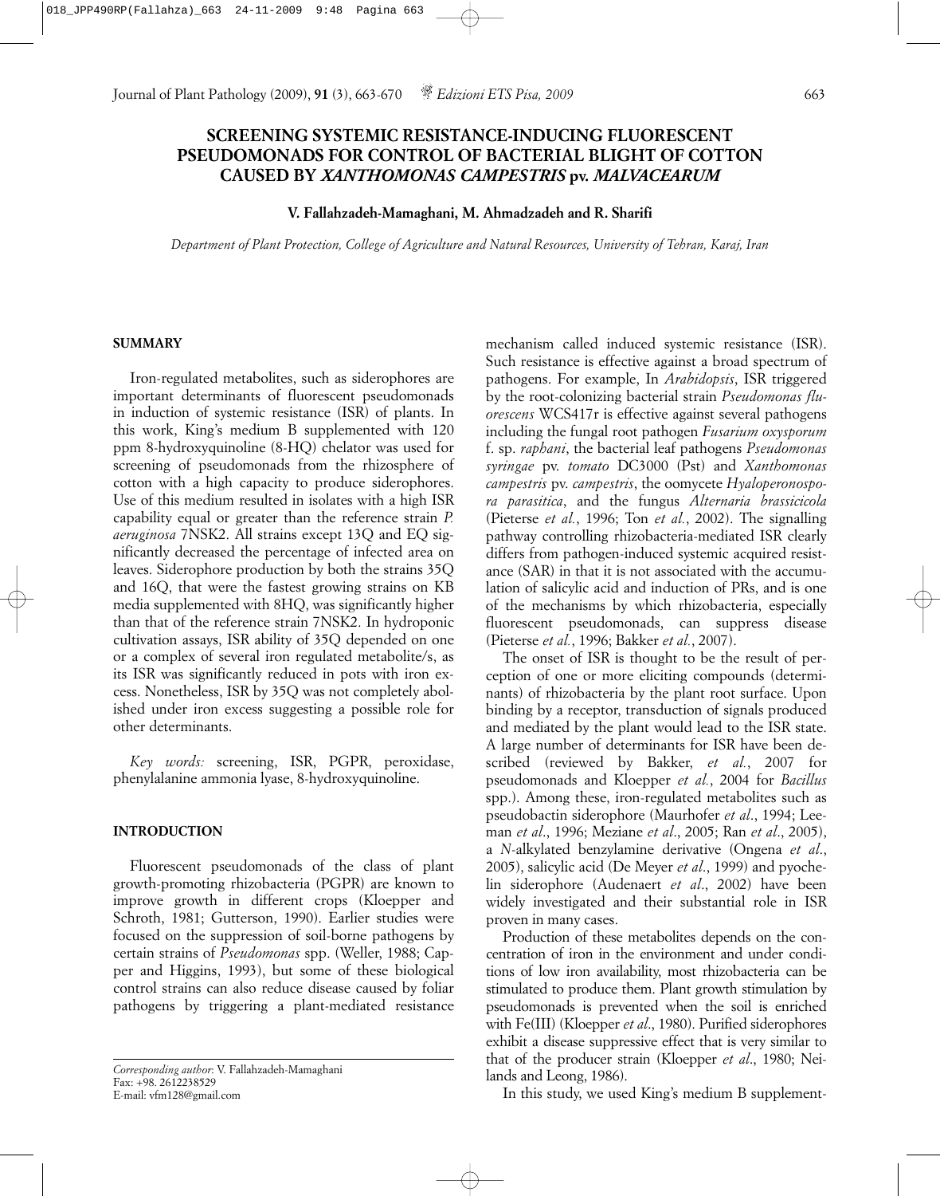# SCREENING SYSTEMIC RESISTANCE-INDUCING FLUORESCENT PSEUDOMONADS FOR CONTROL OF BACTERIAL BLIGHT OF COTTON CAUSED BY *XANTHOMONAS CAMPESTRIS* pv. *MALVACEARUM*

**V. Fallahzadeh-Mamaghani, M. Ahmadzadeh and R. Sharifi**

*Department of Plant Protection, College of Agriculture and Natural Resources, University of Tehran, Karaj, Iran*

## SUMMARY

Iron-regulated metabolites, such as siderophores are important determinants of fluorescent pseudomonads in induction of systemic resistance (ISR) of plants. In this work, King's medium B supplemented with 120 ppm 8-hydroxyquinoline (8-HQ) chelator was used for screening of pseudomonads from the rhizosphere of cotton with a high capacity to produce siderophores. Use of this medium resulted in isolates with a high ISR capability equal or greater than the reference strain *P. aeruginosa* 7NSK2. All strains except 13Q and EQ significantly decreased the percentage of infected area on leaves. Siderophore production by both the strains 35Q and 16Q, that were the fastest growing strains on KB media supplemented with 8HQ, was significantly higher than that of the reference strain 7NSK2. In hydroponic cultivation assays, ISR ability of 35Q depended on one or a complex of several iron regulated metabolite/s, as its ISR was significantly reduced in pots with iron excess. Nonetheless, ISR by 35Q was not completely abolished under iron excess suggesting a possible role for other determinants.

*Key words:* screening, ISR, PGPR, peroxidase, phenylalanine ammonia lyase, 8-hydroxyquinoline.

## INTRODUCTION

Fluorescent pseudomonads of the class of plant growth-promoting rhizobacteria (PGPR) are known to improve growth in different crops (Kloepper and Schroth, 1981; Gutterson, 1990). Earlier studies were focused on the suppression of soil-borne pathogens by certain strains of *Pseudomonas* spp. (Weller, 1988; Capper and Higgins, 1993), but some of these biological control strains can also reduce disease caused by foliar pathogens by triggering a plant-mediated resistance mechanism called induced systemic resistance (ISR). Such resistance is effective against a broad spectrum of pathogens. For example, In *Arabidopsis*, ISR triggered by the root-colonizing bacterial strain *Pseudomonas fluorescens* WCS417r is effective against several pathogens including the fungal root pathogen *Fusarium oxysporum* f. sp. *raphani*, the bacterial leaf pathogens *Pseudomonas syringae* pv. *tomato* DC3000 (Pst) and *Xanthomonas campestris* pv. *campestris*, the oomycete *Hyaloperonospora parasitica*, and the fungus *Alternaria brassicicola* (Pieterse *et al.*, 1996; Ton *et al.*, 2002). The signalling pathway controlling rhizobacteria-mediated ISR clearly differs from pathogen-induced systemic acquired resistance (SAR) in that it is not associated with the accumulation of salicylic acid and induction of PRs, and is one of the mechanisms by which rhizobacteria, especially fluorescent pseudomonads, can suppress disease (Pieterse *et al.*, 1996; Bakker *et al.*, 2007).

The onset of ISR is thought to be the result of perception of one or more eliciting compounds (determinants) of rhizobacteria by the plant root surface. Upon binding by a receptor, transduction of signals produced and mediated by the plant would lead to the ISR state. A large number of determinants for ISR have been described (reviewed by Bakker, *et al.*, 2007 for pseudomonads and Kloepper *et al.*, 2004 for *Bacillus* spp.). Among these, iron-regulated metabolites such as pseudobactin siderophore (Maurhofer *et al*., 1994; Leeman *et al*., 1996; Meziane *et al*., 2005; Ran *et al*., 2005), a *N*-alkylated benzylamine derivative (Ongena *et al*., 2005), salicylic acid (De Meyer *et al*., 1999) and pyochelin siderophore (Audenaert *et al*., 2002) have been widely investigated and their substantial role in ISR proven in many cases.

Production of these metabolites depends on the concentration of iron in the environment and under conditions of low iron availability, most rhizobacteria can be stimulated to produce them. Plant growth stimulation by pseudomonads is prevented when the soil is enriched with Fe(III) (Kloepper *et al*., 1980). Purified siderophores exhibit a disease suppressive effect that is very similar to that of the producer strain (Kloepper *et al*., 1980; Neilands and Leong, 1986).

In this study, we used King's medium B supplement-

*Corresponding author*: V. Fallahzadeh-Mamaghani
Fax: +98. 2612238529
E-mail: vfm128@gmail.com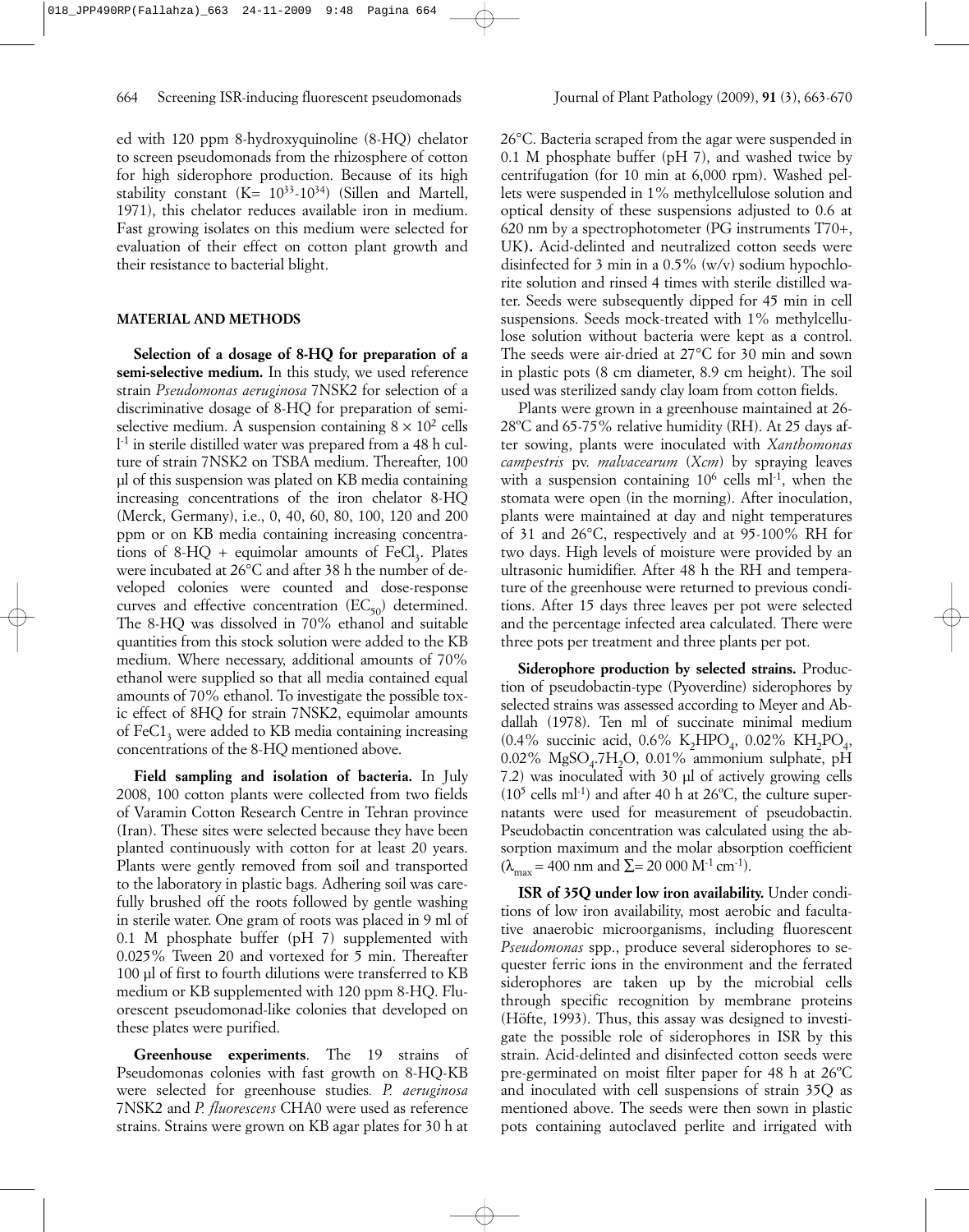ed with 120 ppm 8-hydroxyquinoline (8-HQ) chelator to screen pseudomonads from the rhizosphere of cotton for high siderophore production. Because of its high stability constant (K= $10^{33}$-$10^{34}$) (Sillen and Martell, 1971), this chelator reduces available iron in medium. Fast growing isolates on this medium were selected for evaluation of their effect on cotton plant growth and their resistance to bacterial blight.

## MATERIAL AND METHODS

**Selection of a dosage of 8-HQ for preparation of a semi-selective medium.** In this study, we used reference strain *Pseudomonas aeruginosa* 7NSK2 for selection of a discriminative dosage of 8-HQ for preparation of semi-selective medium. A suspension containing $8 \times 10^2$ cells $l^{-1}$ in sterile distilled water was prepared from a 48 h culture of strain 7NSK2 on TSBA medium. Thereafter, 100 µl of this suspension was plated on KB media containing increasing concentrations of the iron chelator 8-HQ (Merck, Germany), i.e., 0, 40, 60, 80, 100, 120 and 200 ppm or on KB media containing increasing concentrations of 8-HQ + equimolar amounts of $FeCl_3$. Plates were incubated at 26°C and after 38 h the number of developed colonies were counted and dose-response curves and effective concentration ($EC_{50}$) determined. The 8-HQ was dissolved in 70% ethanol and suitable quantities from this stock solution were added to the KB medium. Where necessary, additional amounts of 70% ethanol were supplied so that all media contained equal amounts of 70% ethanol. To investigate the possible toxic effect of 8HQ for strain 7NSK2, equimolar amounts of $FeC1_3$ were added to KB media containing increasing concentrations of the 8-HQ mentioned above.

**Field sampling and isolation of bacteria.** In July 2008, 100 cotton plants were collected from two fields of Varamin Cotton Research Centre in Tehran province (Iran). These sites were selected because they have been planted continuously with cotton for at least 20 years. Plants were gently removed from soil and transported to the laboratory in plastic bags. Adhering soil was carefully brushed off the roots followed by gentle washing in sterile water. One gram of roots was placed in 9 ml of 0.1 M phosphate buffer (pH 7) supplemented with 0.025% Tween 20 and vortexed for 5 min. Thereafter 100 µl of first to fourth dilutions were transferred to KB medium or KB supplemented with 120 ppm 8-HQ. Fluorescent pseudomonad-like colonies that developed on these plates were purified.

**Greenhouse experiments**. The 19 strains of Pseudomonas colonies with fast growth on 8-HQ-KB were selected for greenhouse studies*. P. aeruginosa* 7NSK2 and *P. fluorescens* CHA0 were used as reference strains. Strains were grown on KB agar plates for 30 h at 26°C. Bacteria scraped from the agar were suspended in 0.1 M phosphate buffer (pH 7), and washed twice by centrifugation (for 10 min at 6,000 rpm). Washed pellets were suspended in 1% methylcellulose solution and optical density of these suspensions adjusted to 0.6 at 620 nm by a spectrophotometer (PG instruments T70+, UK**).** Acid-delinted and neutralized cotton seeds were disinfected for 3 min in a 0.5% (w/v) sodium hypochlorite solution and rinsed 4 times with sterile distilled water. Seeds were subsequently dipped for 45 min in cell suspensions. Seeds mock-treated with 1% methylcellulose solution without bacteria were kept as a control. The seeds were air-dried at 27°C for 30 min and sown in plastic pots (8 cm diameter, 8.9 cm height). The soil used was sterilized sandy clay loam from cotton fields.

Plants were grown in a greenhouse maintained at 26-28ºC and 65-75% relative humidity (RH). At 25 days after sowing, plants were inoculated with *Xanthomonas campestris* pv. *malvacearum* (*Xcm*) by spraying leaves with a suspension containing $10^6$ cells $ml^{-1}$, when the stomata were open (in the morning). After inoculation, plants were maintained at day and night temperatures of 31 and 26°C, respectively and at 95-100% RH for two days. High levels of moisture were provided by an ultrasonic humidifier. After 48 h the RH and temperature of the greenhouse were returned to previous conditions. After 15 days three leaves per pot were selected and the percentage infected area calculated. There were three pots per treatment and three plants per pot.

**Siderophore production by selected strains.** Production of pseudobactin-type (Pyoverdine) siderophores by selected strains was assessed according to Meyer and Abdallah (1978). Ten ml of succinate minimal medium (0.4% succinic acid, 0.6% $K_2HPO_4$, 0.02% $KH_2PO_4$, 0.02% $MgSO_4.7H_2O$, 0.01% ammonium sulphate, pH 7.2) was inoculated with 30 µl of actively growing cells ($10^5$ cells $ml^{-1}$) and after 40 h at 26ºC, the culture supernatants were used for measurement of pseudobactin. Pseudobactin concentration was calculated using the absorption maximum and the molar absorption coefficient ($\lambda_{max}$ = 400 nm and $\Sigma$= 20 000 $M^{-1}$ $cm^{-1}$).

**ISR of 35Q under low iron availability.** Under conditions of low iron availability, most aerobic and facultative anaerobic microorganisms, including fluorescent *Pseudomonas* spp., produce several siderophores to sequester ferric ions in the environment and the ferrated siderophores are taken up by the microbial cells through specific recognition by membrane proteins (Höfte, 1993). Thus, this assay was designed to investigate the possible role of siderophores in ISR by this strain. Acid-delinted and disinfected cotton seeds were pre-germinated on moist filter paper for 48 h at 26ºC and inoculated with cell suspensions of strain 35Q as mentioned above. The seeds were then sown in plastic pots containing autoclaved perlite and irrigated with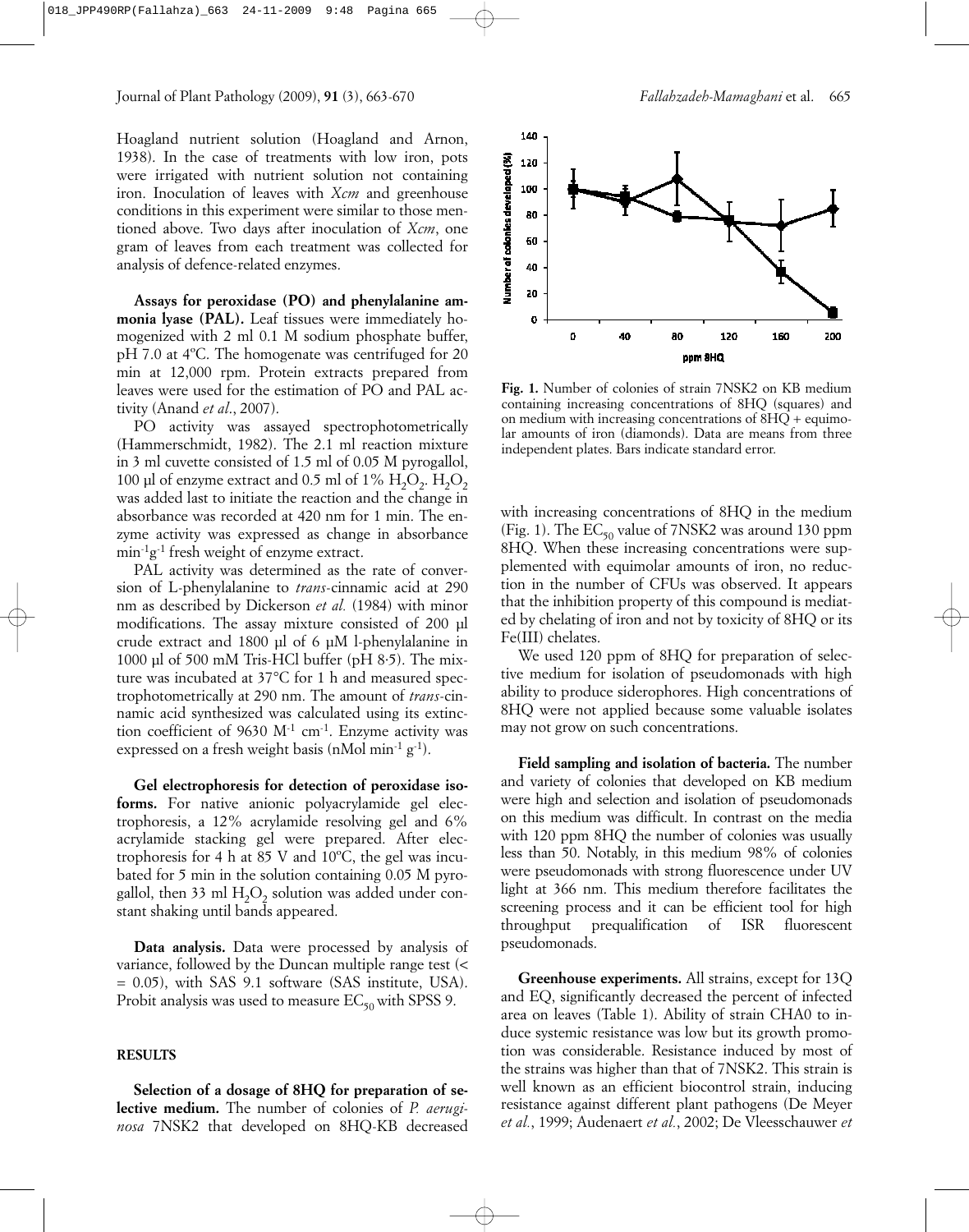Hoagland nutrient solution (Hoagland and Arnon, 1938). In the case of treatments with low iron, pots were irrigated with nutrient solution not containing iron. Inoculation of leaves with *Xcm* and greenhouse conditions in this experiment were similar to those mentioned above. Two days after inoculation of *Xcm*, one gram of leaves from each treatment was collected for analysis of defence-related enzymes.

**Assays for peroxidase (PO) and phenylalanine ammonia lyase (PAL).** Leaf tissues were immediately homogenized with 2 ml 0.1 M sodium phosphate buffer, pH 7.0 at 4ºC. The homogenate was centrifuged for 20 min at 12,000 rpm. Protein extracts prepared from leaves were used for the estimation of PO and PAL activity (Anand *et al*., 2007).

PO activity was assayed spectrophotometrically (Hammerschmidt, 1982). The 2.1 ml reaction mixture in 3 ml cuvette consisted of 1.5 ml of 0.05 M pyrogallol, 100 µl of enzyme extract and 0.5 ml of 1% $H_2O_2$. $H_2O_2$ was added last to initiate the reaction and the change in absorbance was recorded at 420 nm for 1 min. The enzyme activity was expressed as change in absorbance $min^{-1}g^{-1}$ fresh weight of enzyme extract.

PAL activity was determined as the rate of conversion of L-phenylalanine to *trans*-cinnamic acid at 290 nm as described by Dickerson *et al.* (1984) with minor modifications. The assay mixture consisted of 200 µl crude extract and 1800 µl of 6 µM l-phenylalanine in 1000 µl of 500 mM Tris-HCl buffer (pH 8·5). The mixture was incubated at 37°C for 1 h and measured spectrophotometrically at 290 nm. The amount of *trans*-cinnamic acid synthesized was calculated using its extinction coefficient of 9630 $M^{-1}$ $cm^{-1}$. Enzyme activity was expressed on a fresh weight basis (nMol $min^{-1}$ $g^{-1}$).

**Gel electrophoresis for detection of peroxidase isoforms.** For native anionic polyacrylamide gel electrophoresis, a 12% acrylamide resolving gel and 6% acrylamide stacking gel were prepared. After electrophoresis for 4 h at 85 V and 10ºC, the gel was incubated for 5 min in the solution containing 0.05 M pyrogallol, then 33 ml $H_2O_2$ solution was added under constant shaking until bands appeared.

**Data analysis.** Data were processed by analysis of variance, followed by the Duncan multiple range test (< = 0.05), with SAS 9.1 software (SAS institute, USA). Probit analysis was used to measure $EC_{50}$ with SPSS 9.

## RESULTS

**Selection of a dosage of 8HQ for preparation of selective medium.** The number of colonies of *P. aeruginosa* 7NSK2 that developed on 8HQ-KB decreased with increasing concentrations of 8HQ in the medium (Fig. 1). The $EC_{50}$ value of 7NSK2 was around 130 ppm 8HQ. When these increasing concentrations were supplemented with equimolar amounts of iron, no reduction in the number of CFUs was observed. It appears that the inhibition property of this compound is mediated by chelating of iron and not by toxicity of 8HQ or its Fe(III) chelates.

Number of colonies developed (%)
140
120
100
80
60
40
20
0
0 40 80 120 160 200
ppm 8HQ

**Fig. 1.** Number of colonies of strain 7NSK2 on KB medium containing increasing concentrations of 8HQ (squares) and on medium with increasing concentrations of 8HQ + equimolar amounts of iron (diamonds). Data are means from three independent plates. Bars indicate standard error.

We used 120 ppm of 8HQ for preparation of selective medium for isolation of pseudomonads with high ability to produce siderophores. High concentrations of 8HQ were not applied because some valuable isolates may not grow on such concentrations.

**Field sampling and isolation of bacteria.** The number and variety of colonies that developed on KB medium were high and selection and isolation of pseudomonads on this medium was difficult. In contrast on the media with 120 ppm 8HQ the number of colonies was usually less than 50. Notably, in this medium 98% of colonies were pseudomonads with strong fluorescence under UV light at 366 nm. This medium therefore facilitates the screening process and it can be efficient tool for high throughput prequalification of ISR fluorescent pseudomonads.

**Greenhouse experiments.** All strains, except for 13Q and EQ, significantly decreased the percent of infected area on leaves (Table 1). Ability of strain CHA0 to induce systemic resistance was low but its growth promotion was considerable. Resistance induced by most of the strains was higher than that of 7NSK2. This strain is well known as an efficient biocontrol strain, inducing resistance against different plant pathogens (De Meyer *et al.*, 1999; Audenaert *et al.*, 2002; De Vleesschauwer *et*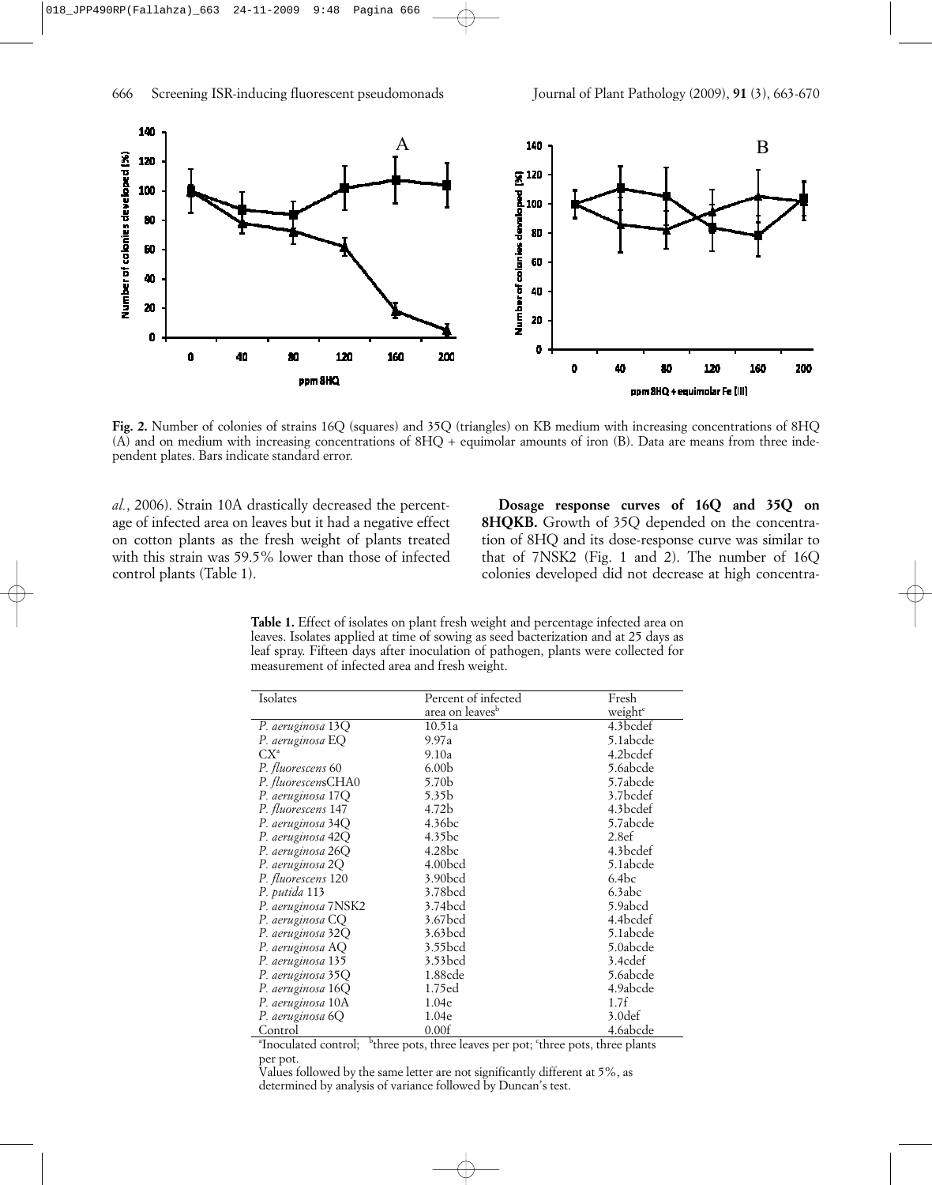A

Number of colonies developed (%)

140
120
100
80
60
40
20
0

0 40 80 120 160 200

ppm 8HQ

B

Number of colonies developed (%)

140
120
100
80
60
40
20
0

0 40 80 120 160 200

ppm 8HQ + equimolar Fe (III)

**Fig. 2.** Number of colonies of strains 16Q (squares) and 35Q (triangles) on KB medium with increasing concentrations of 8HQ (A) and on medium with increasing concentrations of 8HQ + equimolar amounts of iron (B). Data are means from three independent plates. Bars indicate standard error.

*al.*, 2006). Strain 10A drastically decreased the percentage of infected area on leaves but it had a negative effect on cotton plants as the fresh weight of plants treated with this strain was 59.5% lower than those of infected control plants (Table 1).

**Dosage response curves of 16Q and 35Q on 8HQKB.** Growth of 35Q depended on the concentration of 8HQ and its dose-response curve was similar to that of 7NSK2 (Fig. 1 and 2). The number of 16Q colonies developed did not decrease at high concentra-

**Table 1.** Effect of isolates on plant fresh weight and percentage infected area on leaves. Isolates applied at time of sowing as seed bacterization and at 25 days as leaf spray. Fifteen days after inoculation of pathogen, plants were collected for measurement of infected area and fresh weight.

| Isolates | Percent of infected area on leaves[b] | Fresh weight[c] |
|---|---|---|
| *P. aeruginosa* 13Q | 10.51a | 4.3bcdef |
| *P. aeruginosa* EQ | 9.97a | 5.1abcde |
| CX[a] | 9.10a | 4.2bcdef |
| *P. fluorescens* 60 | 6.00b | 5.6abcde |
| *P. fluorescens*CHA0 | 5.70b | 5.7abcde |
| *P. aeruginosa* 17Q | 5.35b | 3.7bcdef |
| *P. fluorescens* 147 | 4.72b | 4.3bcdef |
| *P. aeruginosa* 34Q | 4.36bc | 5.7abcde |
| *P. aeruginosa* 42Q | 4.35bc | 2.8ef |
| *P. aeruginosa* 26Q | 4.28bc | 4.3bcdef |
| *P. aeruginosa* 2Q | 4.00bcd | 5.1abcde |
| *P. fluorescens* 120 | 3.90bcd | 6.4bc |
| *P. putida* 113 | 3.78bcd | 6.3abc |
| *P. aeruginosa* 7NSK2 | 3.74bcd | 5.9abcd |
| *P. aeruginosa* CQ | 3.67bcd | 4.4bcdef |
| *P. aeruginosa* 32Q | 3.63bcd | 5.1abcde |
| *P. aeruginosa* AQ | 3.55bcd | 5.0abcde |
| *P. aeruginosa* 135 | 3.53bcd | 3.4cdef |
| *P. aeruginosa* 35Q | 1.88cde | 5.6abcde |
| *P. aeruginosa* 16Q | 1.75ed | 4.9abcde |
| *P. aeruginosa* 10A | 1.04e | 1.7f |
| *P. aeruginosa* 6Q | 1.04e | 3.0def |
| Control | 0.00f | 4.6abcde |

[a]Inoculated control; [b]three pots, three leaves per pot; [c]three pots, three plants per pot.

Values followed by the same letter are not significantly different at 5%, as determined by analysis of variance followed by Duncan's test.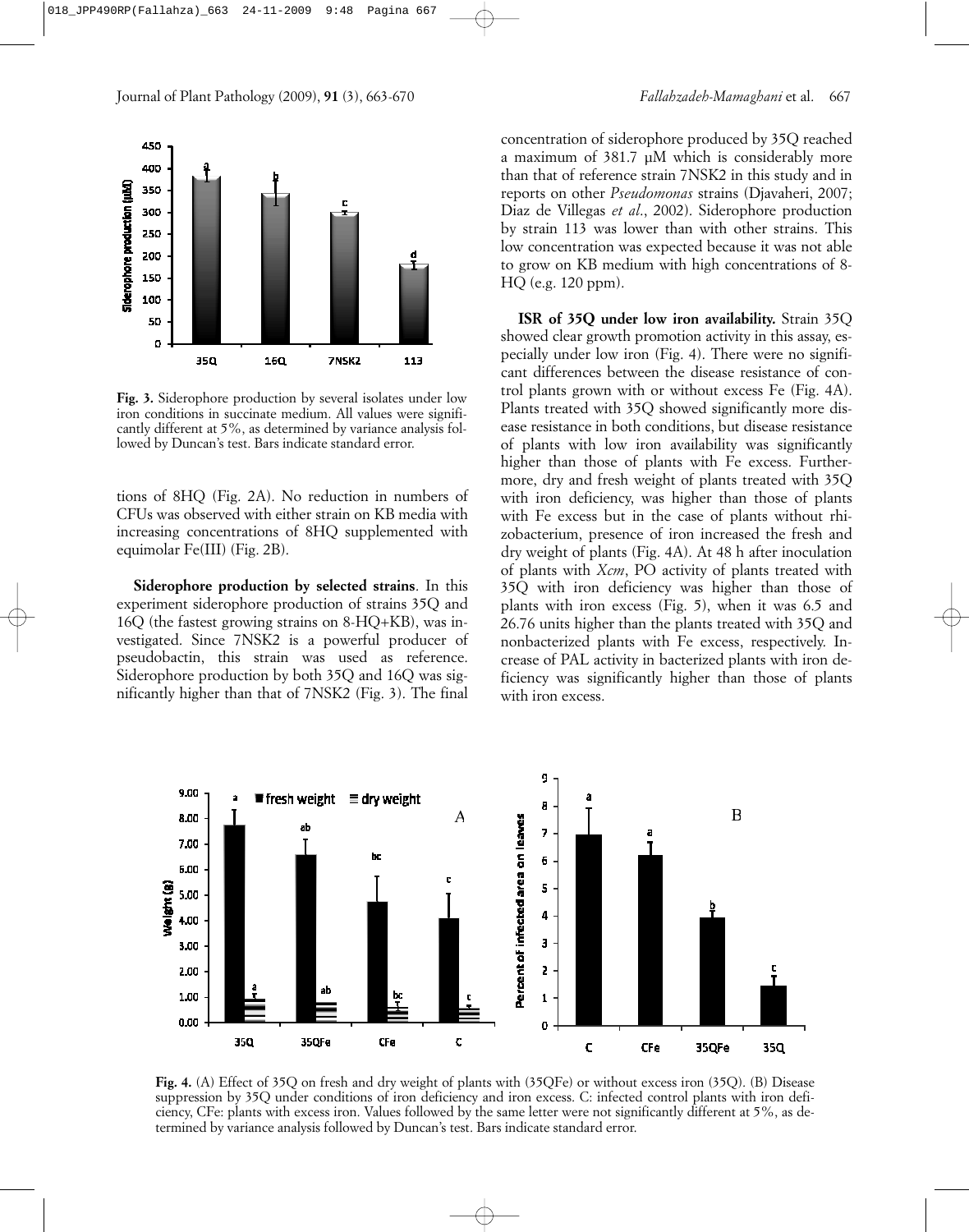450
400
350
300
250
200
150
100
50
0
Siderophore production (µM)
a
b
c
d
35Q
16Q
7NSK2
113

**Fig. 3.** Siderophore production by several isolates under low iron conditions in succinate medium. All values were significantly different at 5%, as determined by variance analysis followed by Duncan's test. Bars indicate standard error.

tions of 8HQ (Fig. 2A). No reduction in numbers of CFUs was observed with either strain on KB media with increasing concentrations of 8HQ supplemented with equimolar Fe(III) (Fig. 2B).

**Siderophore production by selected strains**. In this experiment siderophore production of strains 35Q and 16Q (the fastest growing strains on 8-HQ+KB), was investigated. Since 7NSK2 is a powerful producer of pseudobactin, this strain was used as reference. Siderophore production by both 35Q and 16Q was significantly higher than that of 7NSK2 (Fig. 3). The final concentration of siderophore produced by 35Q reached a maximum of 381.7 µM which is considerably more than that of reference strain 7NSK2 in this study and in reports on other *Pseudomonas* strains (Djavaheri, 2007; Diaz de Villegas *et al.*, 2002). Siderophore production by strain 113 was lower than with other strains. This low concentration was expected because it was not able to grow on KB medium with high concentrations of 8-HQ (e.g. 120 ppm).

**ISR of 35Q under low iron availability.** Strain 35Q showed clear growth promotion activity in this assay, especially under low iron (Fig. 4). There were no significant differences between the disease resistance of control plants grown with or without excess Fe (Fig. 4A). Plants treated with 35Q showed significantly more disease resistance in both conditions, but disease resistance of plants with low iron availability was significantly higher than those of plants with Fe excess. Furthermore, dry and fresh weight of plants treated with 35Q with iron deficiency, was higher than those of plants with Fe excess but in the case of plants without rhizobacterium, presence of iron increased the fresh and dry weight of plants (Fig. 4A). At 48 h after inoculation of plants with *Xcm*, PO activity of plants treated with 35Q with iron deficiency was higher than those of plants with iron excess (Fig. 5), when it was 6.5 and 26.76 units higher than the plants treated with 35Q and nonbacterized plants with Fe excess, respectively. Increase of PAL activity in bacterized plants with iron deficiency was significantly higher than those of plants with iron excess.

A
fresh weight
dry weight
9.00
8.00
7.00
6.00
5.00
4.00
3.00
2.00
1.00
0.00
Weight (g)
a
ab
bc
c
a
ab
bc
c
35Q
35QFe
CFe
C

B
9
8
7
6
5
4
3
2
1
0
Percent of infected area on leaves
a
a
b
c
C
CFe
35QFe
35Q

**Fig. 4.** (A) Effect of 35Q on fresh and dry weight of plants with (35QFe) or without excess iron (35Q). (B) Disease suppression by 35Q under conditions of iron deficiency and iron excess. C: infected control plants with iron deficiency, CFe: plants with excess iron. Values followed by the same letter were not significantly different at 5%, as determined by variance analysis followed by Duncan's test. Bars indicate standard error.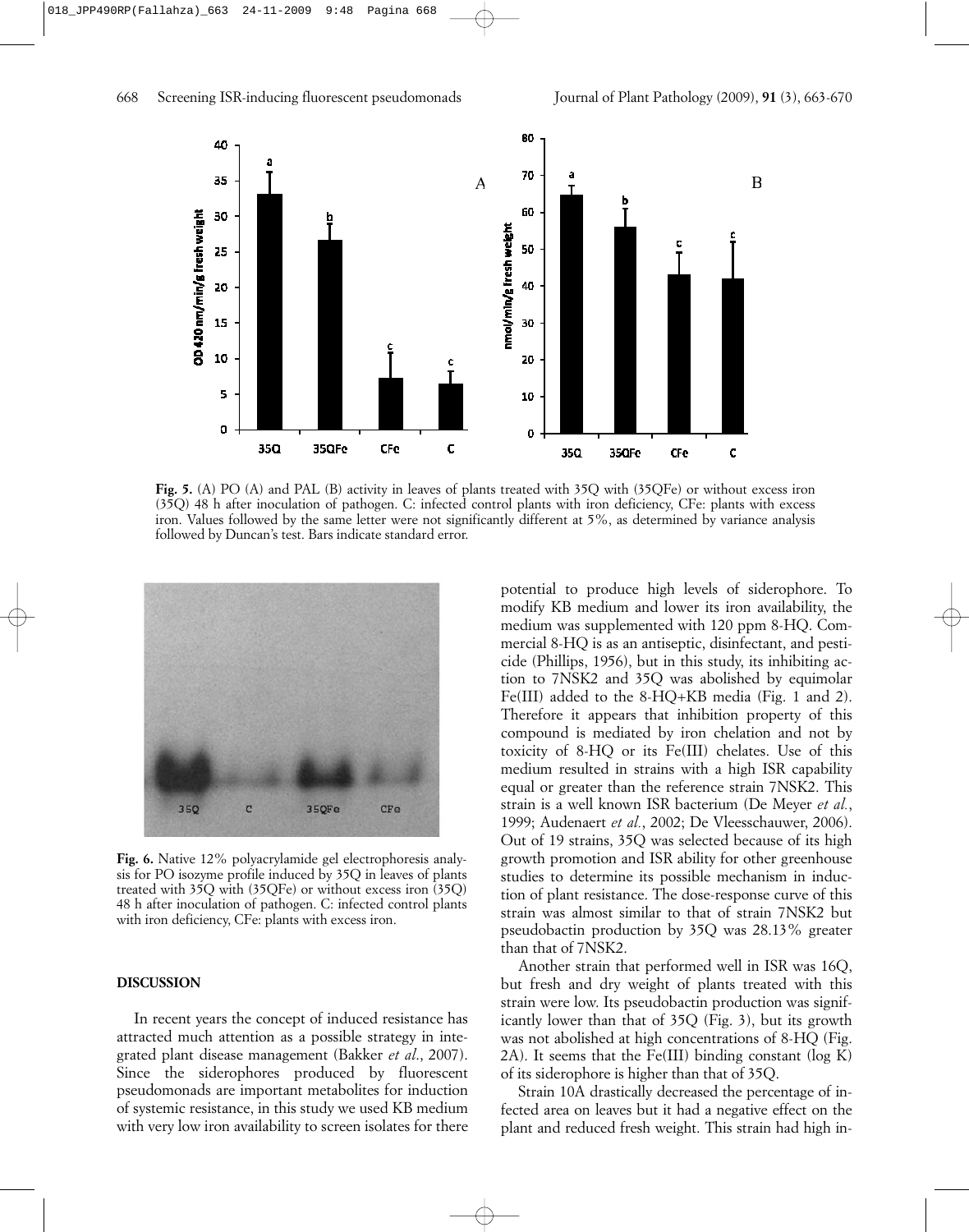40
35
30
25
20
15
10
5
0
OD 420 nm/min/g fresh weight
a
b
c
c
35Q
35QFe
CFe
C
A

80
70
60
50
40
30
20
10
0
nmol/min/g fresh weight
a
b
c
c
35Q
35QFe
CFe
C
B

**Fig. 5.** (A) PO (A) and PAL (B) activity in leaves of plants treated with 35Q with (35QFe) or without excess iron (35Q) 48 h after inoculation of pathogen. C: infected control plants with iron deficiency, CFe: plants with excess iron. Values followed by the same letter were not significantly different at 5%, as determined by variance analysis followed by Duncan's test. Bars indicate standard error.

35Q
C
35QFe
CFe

**Fig. 6.** Native 12% polyacrylamide gel electrophoresis analysis for PO isozyme profile induced by 35Q in leaves of plants treated with 35Q with (35QFe) or without excess iron (35Q) 48 h after inoculation of pathogen. C: infected control plants with iron deficiency, CFe: plants with excess iron.

## DISCUSSION

In recent years the concept of induced resistance has attracted much attention as a possible strategy in integrated plant disease management (Bakker *et al.*, 2007). Since the siderophores produced by fluorescent pseudomonads are important metabolites for induction of systemic resistance, in this study we used KB medium with very low iron availability to screen isolates for there potential to produce high levels of siderophore. To modify KB medium and lower its iron availability, the medium was supplemented with 120 ppm 8-HQ. Commercial 8-HQ is as an antiseptic, disinfectant, and pesticide (Phillips, 1956), but in this study, its inhibiting action to 7NSK2 and 35Q was abolished by equimolar Fe(III) added to the 8-HQ+KB media (Fig. 1 and 2). Therefore it appears that inhibition property of this compound is mediated by iron chelation and not by toxicity of 8-HQ or its Fe(III) chelates. Use of this medium resulted in strains with a high ISR capability equal or greater than the reference strain 7NSK2. This strain is a well known ISR bacterium (De Meyer *et al.*, 1999; Audenaert *et al.*, 2002; De Vleesschauwer, 2006). Out of 19 strains, 35Q was selected because of its high growth promotion and ISR ability for other greenhouse studies to determine its possible mechanism in induction of plant resistance. The dose-response curve of this strain was almost similar to that of strain 7NSK2 but pseudobactin production by 35Q was 28.13% greater than that of 7NSK2.

Another strain that performed well in ISR was 16Q, but fresh and dry weight of plants treated with this strain were low. Its pseudobactin production was significantly lower than that of 35Q (Fig. 3), but its growth was not abolished at high concentrations of 8-HQ (Fig. 2A). It seems that the Fe(III) binding constant (log K) of its siderophore is higher than that of 35Q.

Strain 10A drastically decreased the percentage of infected area on leaves but it had a negative effect on the plant and reduced fresh weight. This strain had high in-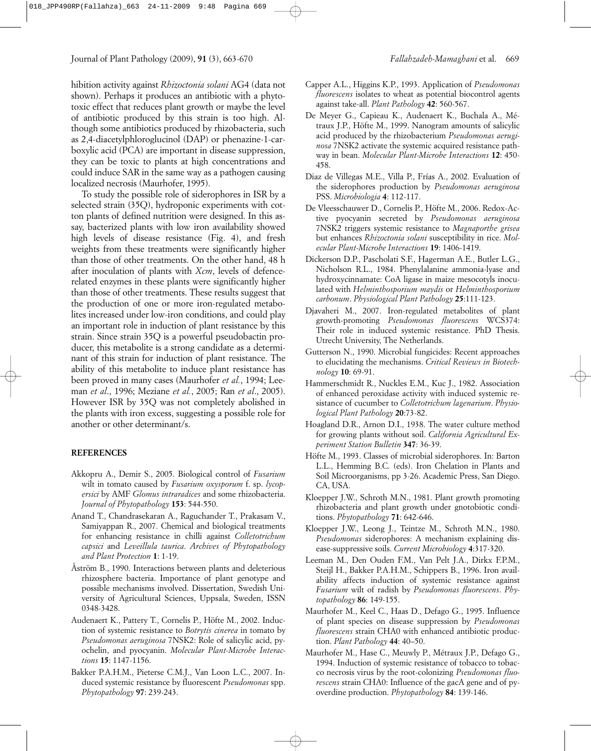hibition activity against *Rhizoctonia solani* AG4 (data not shown). Perhaps it produces an antibiotic with a phytotoxic effect that reduces plant growth or maybe the level of antibiotic produced by this strain is too high. Although some antibiotics produced by rhizobacteria, such as 2,4-diacetylphloroglucinol (DAP) or phenazine-1-carboxylic acid (PCA) are important in disease suppression, they can be toxic to plants at high concentrations and could induce SAR in the same way as a pathogen causing localized necrosis (Maurhofer, 1995).

To study the possible role of siderophores in ISR by a selected strain (35Q), hydroponic experiments with cotton plants of defined nutrition were designed. In this assay, bacterized plants with low iron availability showed high levels of disease resistance (Fig. 4), and fresh weights from these treatments were significantly higher than those of other treatments. On the other hand, 48 h after inoculation of plants with *Xcm*, levels of defence-related enzymes in these plants were significantly higher than those of other treatments. These results suggest that the production of one or more iron-regulated metabolites increased under low-iron conditions, and could play an important role in induction of plant resistance by this strain. Since strain 35Q is a powerful pseudobactin producer, this metabolite is a strong candidate as a determinant of this strain for induction of plant resistance. The ability of this metabolite to induce plant resistance has been proved in many cases (Maurhofer *et al.*, 1994; Leeman *et al*., 1996; Meziane *et al.*, 2005; Ran *et al*., 2005). However ISR by 35Q was not completely abolished in the plants with iron excess, suggesting a possible role for another or other determinant/s.

## REFERENCES

Akkopru A., Demir S., 2005. Biological control of *Fusarium* wilt in tomato caused by *Fusarium oxysporum* f. sp. *lycopersici* by AMF *Glomus intraradices* and some rhizobacteria. *Journal of Phytopathology* **153**: 544-550.

Anand T., Chandrasekaran A., Raguchander T., Prakasam V., Samiyappan R., 2007. Chemical and biological treatments for enhancing resistance in chilli against *Colletotrichum capsici* and *Leveillula taurica*. *Archives of Phytopathology and Plant Protection* **1**: 1-19.

Åström B., 1990. Interactions between plants and deleterious rhizosphere bacteria. Importance of plant genotype and possible mechanisms involved. Dissertation, Swedish University of Agricultural Sciences, Uppsala, Sweden, ISSN 0348-3428.

Audenaert K., Pattery T., Cornelis P., Höfte M., 2002. Induction of systemic resistance to *Botrytis cinerea* in tomato by *Pseudomonas aeruginosa* 7NSK2: Role of salicylic acid, pyochelin, and pyocyanin. *Molecular Plant-Microbe Interactions* **15**: 1147-1156.

Bakker P.A.H.M., Pieterse C.M.J., Van Loon L.C., 2007. Induced systemic resistance by fluorescent *Pseudomonas* spp. *Phytopathology* **97**: 239-243.

Capper A.L., Higgins K.P., 1993. Application of *Pseudomonas fluorescens* isolates to wheat as potential biocontrol agents against take-all. *Plant Pathology* **42**: 560-567.

De Meyer G., Capieau K., Audenaert K., Buchala A., Métraux J.P., Höfte M., 1999. Nanogram amounts of salicylic acid produced by the rhizobacterium *Pseudomonas aeruginosa* 7NSK2 activate the systemic acquired resistance pathway in bean. *Molecular Plant-Microbe Interactions* **12**: 450-458.

Diaz de Villegas M.E., Villa P., Frías A., 2002. Evaluation of the siderophores production by *Pseudomonas aeruginosa* PSS. *Microbiologia* **4**: 112-117.

De Vleesschauwer D., Cornelis P., Höfte M., 2006. Redox-Active pyocyanin secreted by *Pseudomonas aeruginosa* 7NSK2 triggers systemic resistance to *Magnaporthe grisea* but enhances *Rhizoctonia solani* susceptibility in rice. *Molecular Plant-Microbe Interactions* **19**: 1406-1419.

Dickerson D.P., Pascholati S.F., Hagerman A.E., Butler L.G., Nicholson R.L., 1984. Phenylalanine ammonia-lyase and hydroxycinnamate: CoA ligase in maize mesocotyls inoculated with *Helminthosporium maydis* or *Helminthosporium carbonum*. *Physiological Plant Pathology* **25**:111-123.

Djavaheri M., 2007. Iron-regulated metabolites of plant growth-promoting *Pseudomonas fluorescens* WCS374: Their role in induced systemic resistance. PhD Thesis. Utrecht University, The Netherlands.

Gutterson N., 1990. Microbial fungicides: Recent approaches to elucidating the mechanisms. *Critical Reviews in Biotechnology* **10**: 69-91.

Hammerschmidt R., Nuckles E.M., Kuc J., 1982. Association of enhanced peroxidase activity with induced systemic resistance of cucumber to *Colletotrichum lagenarium*. *Physiological Plant Pathology* **20**:73-82.

Hoagland D.R., Arnon D.I., 1938. The water culture method for growing plants without soil. *California Agricultural Experiment Station Bulletin* **347**: 36-39.

Höfte M., 1993. Classes of microbial siderophores. In: Barton L.L., Hemming B.C. (eds). Iron Chelation in Plants and Soil Microorganisms, pp 3-26. Academic Press, San Diego. CA, USA.

Kloepper J.W., Schroth M.N., 1981. Plant growth promoting rhizobacteria and plant growth under gnotobiotic conditions. *Phytopathology* **71**: 642-646.

Kloepper J.W., Leong J., Teintze M., Schroth M.N., 1980. *Pseudomonas* siderophores: A mechanism explaining disease-suppressive soils. *Current Microbiology* **4**:317-320.

Leeman M., Den Ouden F.M., Van Pelt J.A., Dirkx F.P.M., Steijl H., Bakker P.A.H.M., Schippers B., 1996. Iron availability affects induction of systemic resistance against *Fusarium* wilt of radish by *Pseudomonas fluorescens*. *Phytopathology* **86**: 149-155.

Maurhofer M., Keel C., Haas D., Defago G., 1995. Influence of plant species on disease suppression by *Pseudomonas fluorescens* strain CHA0 with enhanced antibiotic production. *Plant Pathology* **44**: 40–50.

Maurhofer M., Hase C., Meuwly P., Métraux J.P., Defago G., 1994. Induction of systemic resistance of tobacco to tobacco necrosis virus by the root-colonizing *Pseudomonas fluorescens* strain CHA0: Influence of the gacA gene and of pyoverdine production. *Phytopathology* **84**: 139-146.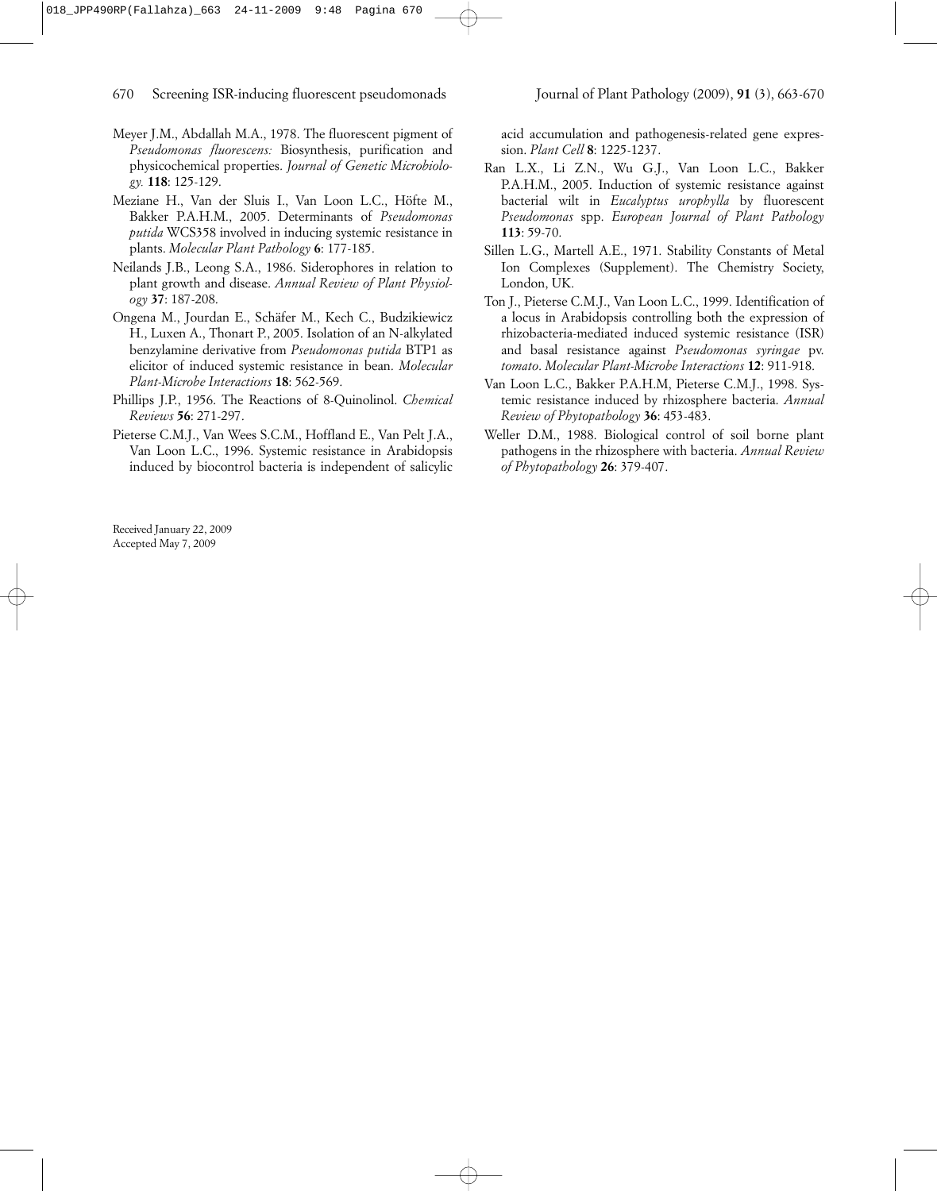Meyer J.M., Abdallah M.A., 1978. The fluorescent pigment of *Pseudomonas fluorescens:* Biosynthesis, purification and physicochemical properties. *Journal of Genetic Microbiology.* **118**: 125-129.

Meziane H., Van der Sluis I., Van Loon L.C., Höfte M., Bakker P.A.H.M., 2005. Determinants of *Pseudomonas putida* WCS358 involved in inducing systemic resistance in plants. *Molecular Plant Pathology* **6**: 177-185.

Neilands J.B., Leong S.A., 1986. Siderophores in relation to plant growth and disease. *Annual Review of Plant Physiology* **37**: 187-208.

Ongena M., Jourdan E., Schäfer M., Kech C., Budzikiewicz H., Luxen A., Thonart P., 2005. Isolation of an N-alkylated benzylamine derivative from *Pseudomonas putida* BTP1 as elicitor of induced systemic resistance in bean. *Molecular Plant-Microbe Interactions* **18**: 562-569.

Phillips J.P., 1956. The Reactions of 8-Quinolinol. *Chemical Reviews* **56**: 271-297.

Pieterse C.M.J., Van Wees S.C.M., Hoffland E., Van Pelt J.A., Van Loon L.C., 1996. Systemic resistance in Arabidopsis induced by biocontrol bacteria is independent of salicylic acid accumulation and pathogenesis-related gene expression. *Plant Cell* **8**: 1225-1237.

Ran L.X., Li Z.N., Wu G.J., Van Loon L.C., Bakker P.A.H.M., 2005. Induction of systemic resistance against bacterial wilt in *Eucalyptus urophylla* by fluorescent *Pseudomonas* spp. *European Journal of Plant Pathology* **113**: 59-70.

Sillen L.G., Martell A.E., 1971. Stability Constants of Metal Ion Complexes (Supplement). The Chemistry Society, London, UK.

Ton J., Pieterse C.M.J., Van Loon L.C., 1999. Identification of a locus in Arabidopsis controlling both the expression of rhizobacteria-mediated induced systemic resistance (ISR) and basal resistance against *Pseudomonas syringae* pv. *tomato*. *Molecular Plant-Microbe Interactions* **12**: 911-918.

Van Loon L.C., Bakker P.A.H.M, Pieterse C.M.J., 1998. Systemic resistance induced by rhizosphere bacteria. *Annual Review of Phytopathology* **36**: 453-483.

Weller D.M., 1988. Biological control of soil borne plant pathogens in the rhizosphere with bacteria. *Annual Review of Phytopathology* **26**: 379-407.

Received January 22, 2009
Accepted May 7, 2009